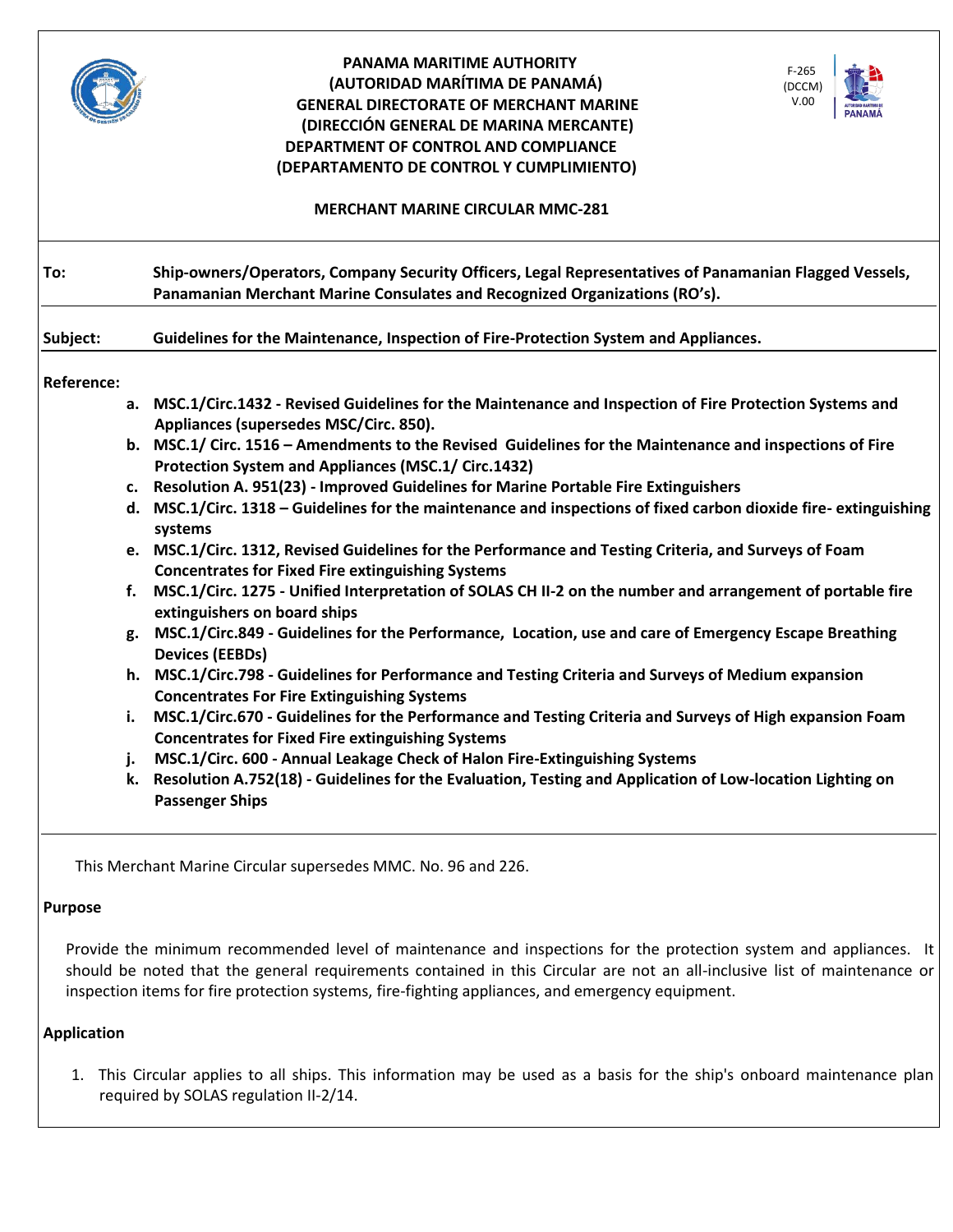**PANAMA MARITIME AUTHORITY**
**(AUTORIDAD MARÍTIMA DE PANAMÁ)**
**GENERAL DIRECTORATE OF MERCHANT MARINE**
**(DIRECCIÓN GENERAL DE MARINA MERCANTE)**
**DEPARTMENT OF CONTROL AND COMPLIANCE**
**(DEPARTAMENTO DE CONTROL Y CUMPLIMIENTO)**

F-265
(DCCM)
V.00

# MERCHANT MARINE CIRCULAR MMC-281

**To:** **Ship-owners/Operators, Company Security Officers, Legal Representatives of Panamanian Flagged Vessels, Panamanian Merchant Marine Consulates and Recognized Organizations (RO's).**

**Subject:** **Guidelines for the Maintenance, Inspection of Fire-Protection System and Appliances.**

**Reference:**

a. **MSC.1/Circ.1432 - Revised Guidelines for the Maintenance and Inspection of Fire Protection Systems and Appliances (supersedes MSC/Circ. 850).**
b. **MSC.1/ Circ. 1516 – Amendments to the Revised Guidelines for the Maintenance and inspections of Fire Protection System and Appliances (MSC.1/ Circ.1432)**
c. **Resolution A. 951(23) - Improved Guidelines for Marine Portable Fire Extinguishers**
d. **MSC.1/Circ. 1318 – Guidelines for the maintenance and inspections of fixed carbon dioxide fire- extinguishing systems**
e. **MSC.1/Circ. 1312, Revised Guidelines for the Performance and Testing Criteria, and Surveys of Foam Concentrates for Fixed Fire extinguishing Systems**
f. **MSC.1/Circ. 1275 - Unified Interpretation of SOLAS CH II-2 on the number and arrangement of portable fire extinguishers on board ships**
g. **MSC.1/Circ.849 - Guidelines for the Performance, Location, use and care of Emergency Escape Breathing Devices (EEBDs)**
h. **MSC.1/Circ.798 - Guidelines for Performance and Testing Criteria and Surveys of Medium expansion Concentrates For Fire Extinguishing Systems**
i. **MSC.1/Circ.670 - Guidelines for the Performance and Testing Criteria and Surveys of High expansion Foam Concentrates for Fixed Fire extinguishing Systems**
j. **MSC.1/Circ. 600 - Annual Leakage Check of Halon Fire-Extinguishing Systems**
k. **Resolution A.752(18) - Guidelines for the Evaluation, Testing and Application of Low-location Lighting on Passenger Ships**

This Merchant Marine Circular supersedes MMC. No. 96 and 226.

## Purpose

Provide the minimum recommended level of maintenance and inspections for the protection system and appliances. It should be noted that the general requirements contained in this Circular are not an all-inclusive list of maintenance or inspection items for fire protection systems, fire-fighting appliances, and emergency equipment.

## Application

1. This Circular applies to all ships. This information may be used as a basis for the ship's onboard maintenance plan required by SOLAS regulation II-2/14.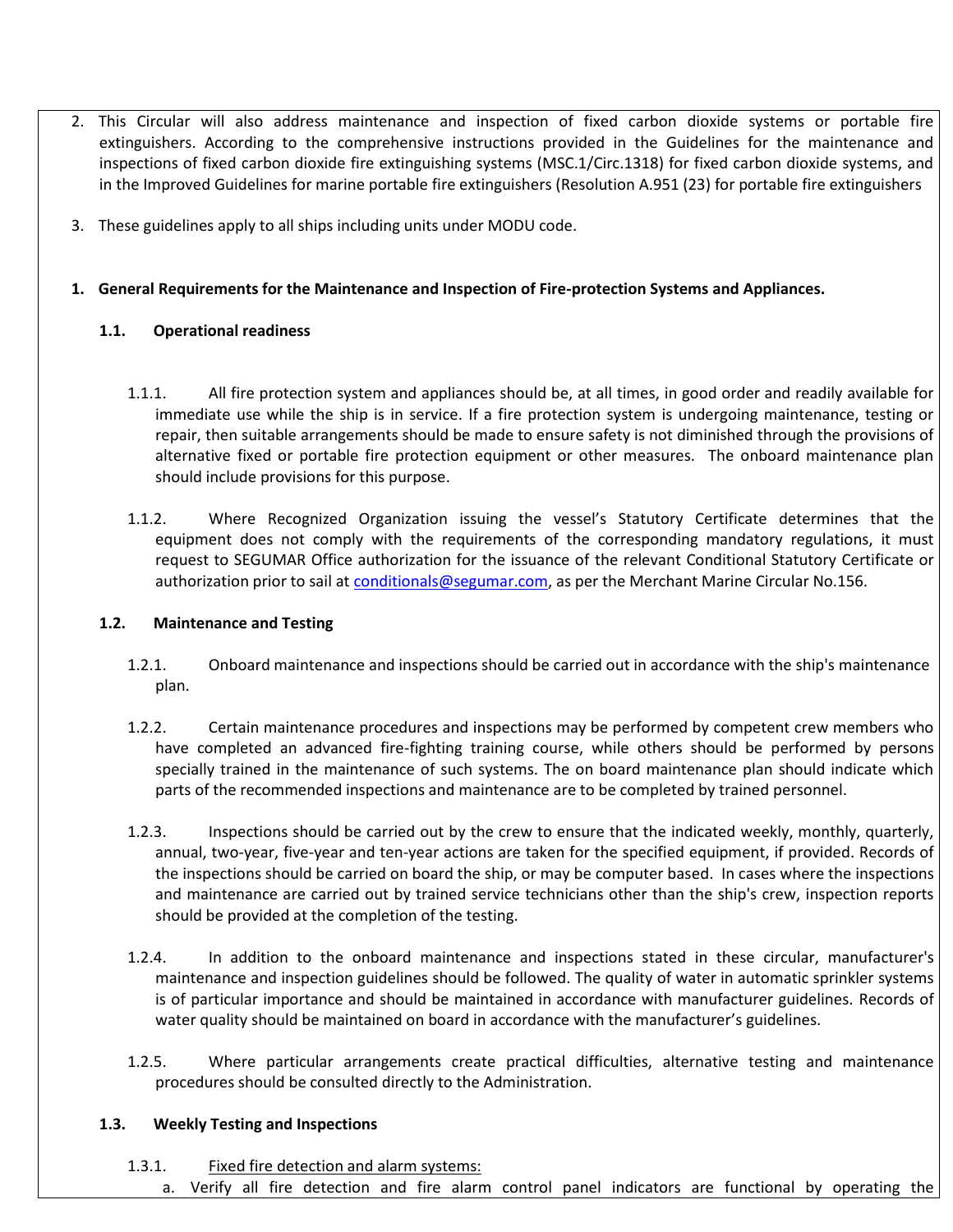2. This Circular will also address maintenance and inspection of fixed carbon dioxide systems or portable fire extinguishers. According to the comprehensive instructions provided in the Guidelines for the maintenance and inspections of fixed carbon dioxide fire extinguishing systems (MSC.1/Circ.1318) for fixed carbon dioxide systems, and in the Improved Guidelines for marine portable fire extinguishers (Resolution A.951 (23) for portable fire extinguishers

3. These guidelines apply to all ships including units under MODU code.

**1. General Requirements for the Maintenance and Inspection of Fire-protection Systems and Appliances.**

**1.1. Operational readiness**

1.1.1. All fire protection system and appliances should be, at all times, in good order and readily available for immediate use while the ship is in service. If a fire protection system is undergoing maintenance, testing or repair, then suitable arrangements should be made to ensure safety is not diminished through the provisions of alternative fixed or portable fire protection equipment or other measures. The onboard maintenance plan should include provisions for this purpose.

1.1.2. Where Recognized Organization issuing the vessel's Statutory Certificate determines that the equipment does not comply with the requirements of the corresponding mandatory regulations, it must request to SEGUMAR Office authorization for the issuance of the relevant Conditional Statutory Certificate or authorization prior to sail at conditionals@segumar.com, as per the Merchant Marine Circular No.156.

**1.2. Maintenance and Testing**

1.2.1. Onboard maintenance and inspections should be carried out in accordance with the ship's maintenance plan.

1.2.2. Certain maintenance procedures and inspections may be performed by competent crew members who have completed an advanced fire-fighting training course, while others should be performed by persons specially trained in the maintenance of such systems. The on board maintenance plan should indicate which parts of the recommended inspections and maintenance are to be completed by trained personnel.

1.2.3. Inspections should be carried out by the crew to ensure that the indicated weekly, monthly, quarterly, annual, two-year, five-year and ten-year actions are taken for the specified equipment, if provided. Records of the inspections should be carried on board the ship, or may be computer based. In cases where the inspections and maintenance are carried out by trained service technicians other than the ship's crew, inspection reports should be provided at the completion of the testing.

1.2.4. In addition to the onboard maintenance and inspections stated in these circular, manufacturer's maintenance and inspection guidelines should be followed. The quality of water in automatic sprinkler systems is of particular importance and should be maintained in accordance with manufacturer guidelines. Records of water quality should be maintained on board in accordance with the manufacturer's guidelines.

1.2.5. Where particular arrangements create practical difficulties, alternative testing and maintenance procedures should be consulted directly to the Administration.

**1.3. Weekly Testing and Inspections**

1.3.1. Fixed fire detection and alarm systems:

a. Verify all fire detection and fire alarm control panel indicators are functional by operating the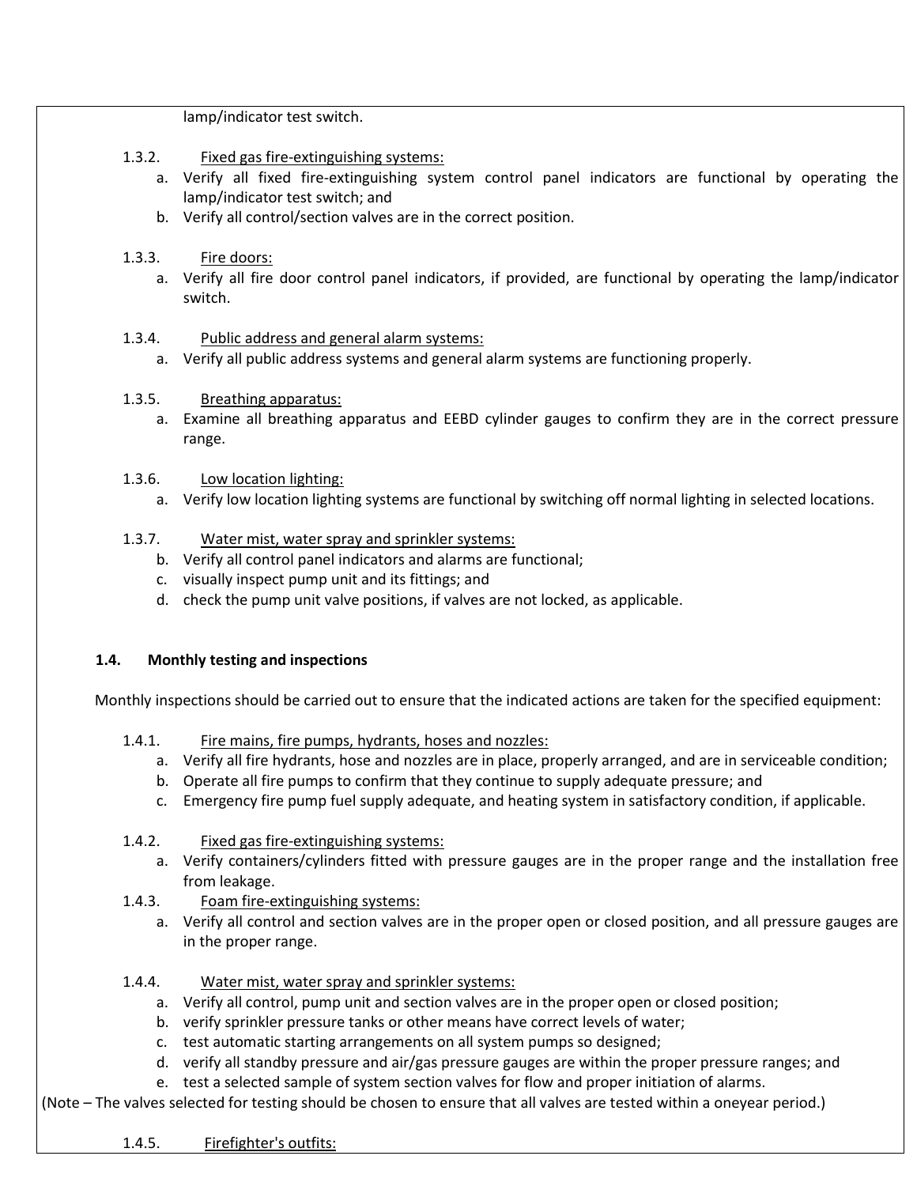lamp/indicator test switch.

1.3.2. Fixed gas fire-extinguishing systems:

a. Verify all fixed fire-extinguishing system control panel indicators are functional by operating the lamp/indicator test switch; and
b. Verify all control/section valves are in the correct position.

1.3.3. Fire doors:

a. Verify all fire door control panel indicators, if provided, are functional by operating the lamp/indicator switch.

1.3.4. Public address and general alarm systems:

a. Verify all public address systems and general alarm systems are functioning properly.

1.3.5. Breathing apparatus:

a. Examine all breathing apparatus and EEBD cylinder gauges to confirm they are in the correct pressure range.

1.3.6. Low location lighting:

a. Verify low location lighting systems are functional by switching off normal lighting in selected locations.

1.3.7. Water mist, water spray and sprinkler systems:

b. Verify all control panel indicators and alarms are functional;
c. visually inspect pump unit and its fittings; and
d. check the pump unit valve positions, if valves are not locked, as applicable.

**1.4. Monthly testing and inspections**

Monthly inspections should be carried out to ensure that the indicated actions are taken for the specified equipment:

1.4.1. Fire mains, fire pumps, hydrants, hoses and nozzles:

a. Verify all fire hydrants, hose and nozzles are in place, properly arranged, and are in serviceable condition;
b. Operate all fire pumps to confirm that they continue to supply adequate pressure; and
c. Emergency fire pump fuel supply adequate, and heating system in satisfactory condition, if applicable.

1.4.2. Fixed gas fire-extinguishing systems:

a. Verify containers/cylinders fitted with pressure gauges are in the proper range and the installation free from leakage.

1.4.3. Foam fire-extinguishing systems:

a. Verify all control and section valves are in the proper open or closed position, and all pressure gauges are in the proper range.

1.4.4. Water mist, water spray and sprinkler systems:

a. Verify all control, pump unit and section valves are in the proper open or closed position;
b. verify sprinkler pressure tanks or other means have correct levels of water;
c. test automatic starting arrangements on all system pumps so designed;
d. verify all standby pressure and air/gas pressure gauges are within the proper pressure ranges; and
e. test a selected sample of system section valves for flow and proper initiation of alarms.

(Note – The valves selected for testing should be chosen to ensure that all valves are tested within a oneyear period.)

1.4.5. Firefighter's outfits: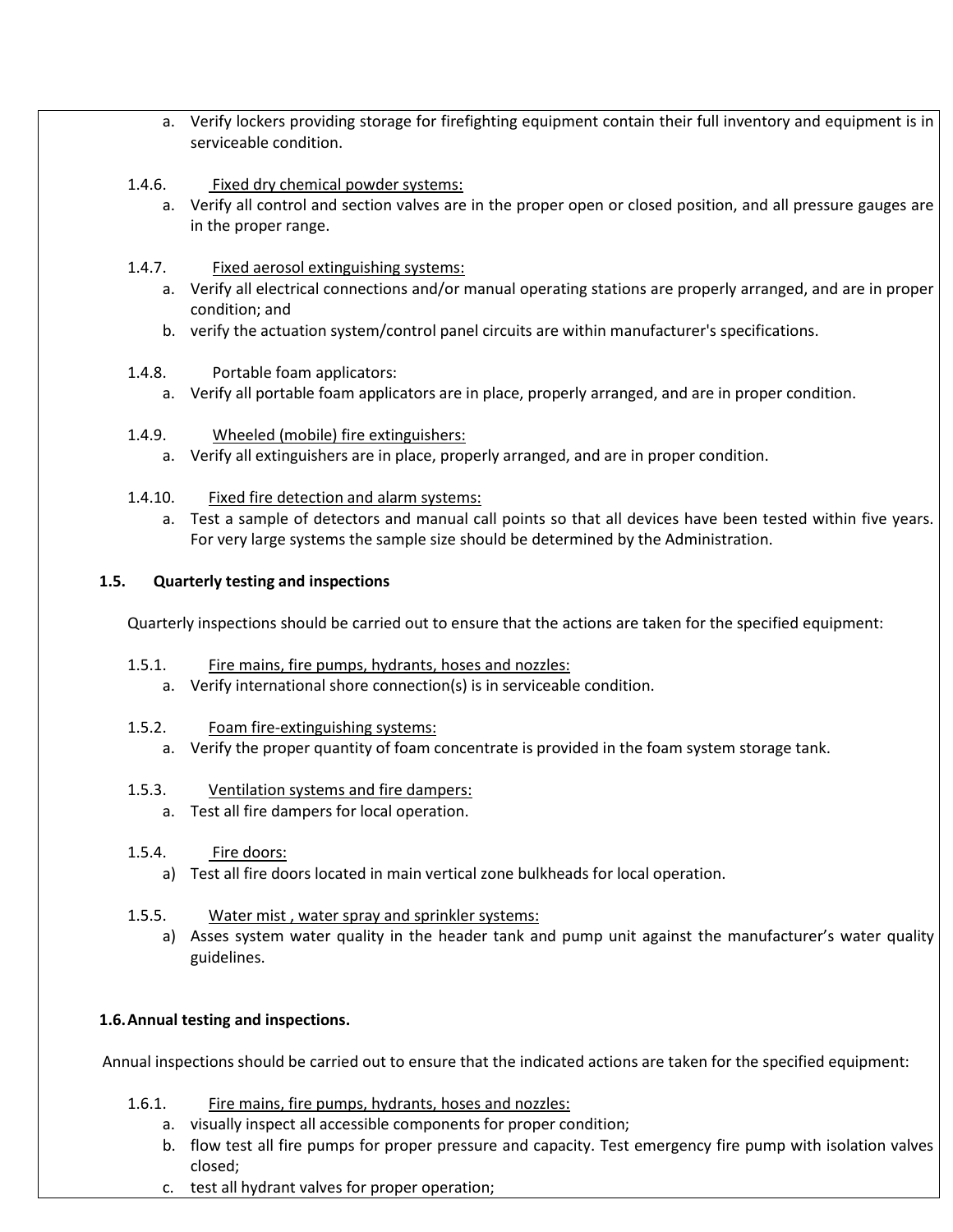a. Verify lockers providing storage for firefighting equipment contain their full inventory and equipment is in serviceable condition.

1.4.6. Fixed dry chemical powder systems:

a. Verify all control and section valves are in the proper open or closed position, and all pressure gauges are in the proper range.

1.4.7. Fixed aerosol extinguishing systems:

a. Verify all electrical connections and/or manual operating stations are properly arranged, and are in proper condition; and
b. verify the actuation system/control panel circuits are within manufacturer's specifications.

1.4.8. Portable foam applicators:

a. Verify all portable foam applicators are in place, properly arranged, and are in proper condition.

1.4.9. Wheeled (mobile) fire extinguishers:

a. Verify all extinguishers are in place, properly arranged, and are in proper condition.

1.4.10. Fixed fire detection and alarm systems:

a. Test a sample of detectors and manual call points so that all devices have been tested within five years. For very large systems the sample size should be determined by the Administration.

**1.5. Quarterly testing and inspections**

Quarterly inspections should be carried out to ensure that the actions are taken for the specified equipment:

1.5.1. Fire mains, fire pumps, hydrants, hoses and nozzles:

a. Verify international shore connection(s) is in serviceable condition.

1.5.2. Foam fire-extinguishing systems:

a. Verify the proper quantity of foam concentrate is provided in the foam system storage tank.

1.5.3. Ventilation systems and fire dampers:

a. Test all fire dampers for local operation.

1.5.4. Fire doors:

a) Test all fire doors located in main vertical zone bulkheads for local operation.

1.5.5. Water mist , water spray and sprinkler systems:

a) Asses system water quality in the header tank and pump unit against the manufacturer's water quality guidelines.

**1.6. Annual testing and inspections.**

Annual inspections should be carried out to ensure that the indicated actions are taken for the specified equipment:

1.6.1. Fire mains, fire pumps, hydrants, hoses and nozzles:

a. visually inspect all accessible components for proper condition;
b. flow test all fire pumps for proper pressure and capacity. Test emergency fire pump with isolation valves closed;
c. test all hydrant valves for proper operation;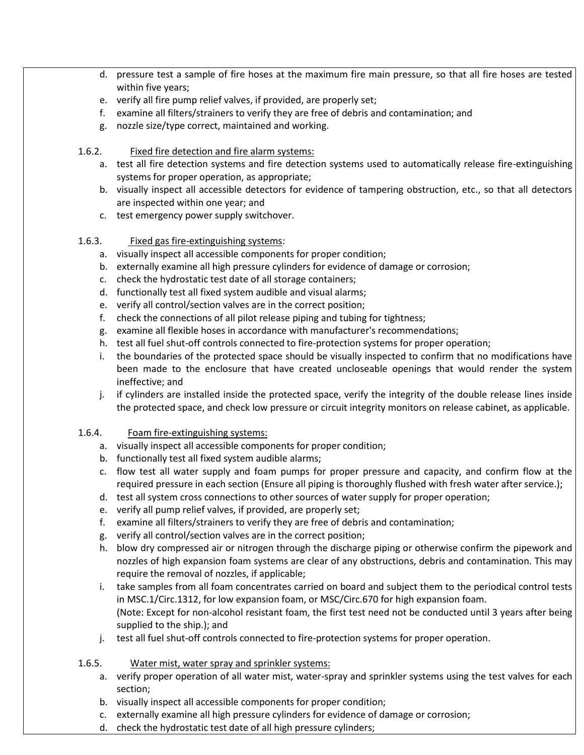d. pressure test a sample of fire hoses at the maximum fire main pressure, so that all fire hoses are tested within five years;
e. verify all fire pump relief valves, if provided, are properly set;
f. examine all filters/strainers to verify they are free of debris and contamination; and
g. nozzle size/type correct, maintained and working.

1.6.2. Fixed fire detection and fire alarm systems:

a. test all fire detection systems and fire detection systems used to automatically release fire-extinguishing systems for proper operation, as appropriate;
b. visually inspect all accessible detectors for evidence of tampering obstruction, etc., so that all detectors are inspected within one year; and
c. test emergency power supply switchover.

1.6.3. Fixed gas fire-extinguishing systems:

a. visually inspect all accessible components for proper condition;
b. externally examine all high pressure cylinders for evidence of damage or corrosion;
c. check the hydrostatic test date of all storage containers;
d. functionally test all fixed system audible and visual alarms;
e. verify all control/section valves are in the correct position;
f. check the connections of all pilot release piping and tubing for tightness;
g. examine all flexible hoses in accordance with manufacturer's recommendations;
h. test all fuel shut-off controls connected to fire-protection systems for proper operation;
i. the boundaries of the protected space should be visually inspected to confirm that no modifications have been made to the enclosure that have created uncloseable openings that would render the system ineffective; and
j. if cylinders are installed inside the protected space, verify the integrity of the double release lines inside the protected space, and check low pressure or circuit integrity monitors on release cabinet, as applicable.

1.6.4. Foam fire-extinguishing systems:

a. visually inspect all accessible components for proper condition;
b. functionally test all fixed system audible alarms;
c. flow test all water supply and foam pumps for proper pressure and capacity, and confirm flow at the required pressure in each section (Ensure all piping is thoroughly flushed with fresh water after service.);
d. test all system cross connections to other sources of water supply for proper operation;
e. verify all pump relief valves, if provided, are properly set;
f. examine all filters/strainers to verify they are free of debris and contamination;
g. verify all control/section valves are in the correct position;
h. blow dry compressed air or nitrogen through the discharge piping or otherwise confirm the pipework and nozzles of high expansion foam systems are clear of any obstructions, debris and contamination. This may require the removal of nozzles, if applicable;
i. take samples from all foam concentrates carried on board and subject them to the periodical control tests in MSC.1/Circ.1312, for low expansion foam, or MSC/Circ.670 for high expansion foam.
   (Note: Except for non-alcohol resistant foam, the first test need not be conducted until 3 years after being supplied to the ship.); and
j. test all fuel shut-off controls connected to fire-protection systems for proper operation.

1.6.5. Water mist, water spray and sprinkler systems:

a. verify proper operation of all water mist, water-spray and sprinkler systems using the test valves for each section;
b. visually inspect all accessible components for proper condition;
c. externally examine all high pressure cylinders for evidence of damage or corrosion;
d. check the hydrostatic test date of all high pressure cylinders;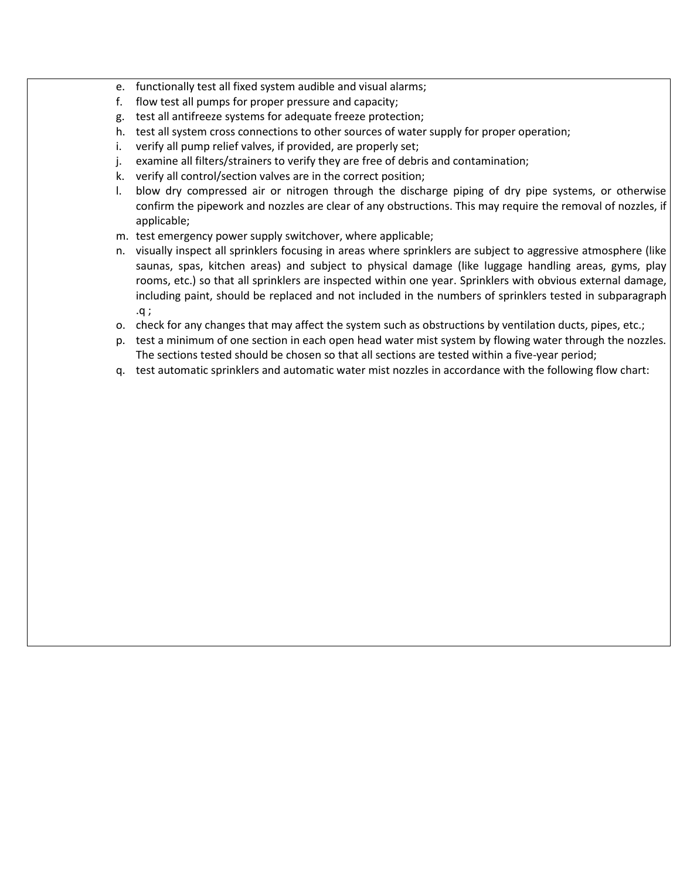e. functionally test all fixed system audible and visual alarms;
f. flow test all pumps for proper pressure and capacity;
g. test all antifreeze systems for adequate freeze protection;
h. test all system cross connections to other sources of water supply for proper operation;
i. verify all pump relief valves, if provided, are properly set;
j. examine all filters/strainers to verify they are free of debris and contamination;
k. verify all control/section valves are in the correct position;
l. blow dry compressed air or nitrogen through the discharge piping of dry pipe systems, or otherwise confirm the pipework and nozzles are clear of any obstructions. This may require the removal of nozzles, if applicable;
m. test emergency power supply switchover, where applicable;
n. visually inspect all sprinklers focusing in areas where sprinklers are subject to aggressive atmosphere (like saunas, spas, kitchen areas) and subject to physical damage (like luggage handling areas, gyms, play rooms, etc.) so that all sprinklers are inspected within one year. Sprinklers with obvious external damage, including paint, should be replaced and not included in the numbers of sprinklers tested in subparagraph .q ;
o. check for any changes that may affect the system such as obstructions by ventilation ducts, pipes, etc.;
p. test a minimum of one section in each open head water mist system by flowing water through the nozzles. The sections tested should be chosen so that all sections are tested within a five-year period;
q. test automatic sprinklers and automatic water mist nozzles in accordance with the following flow chart: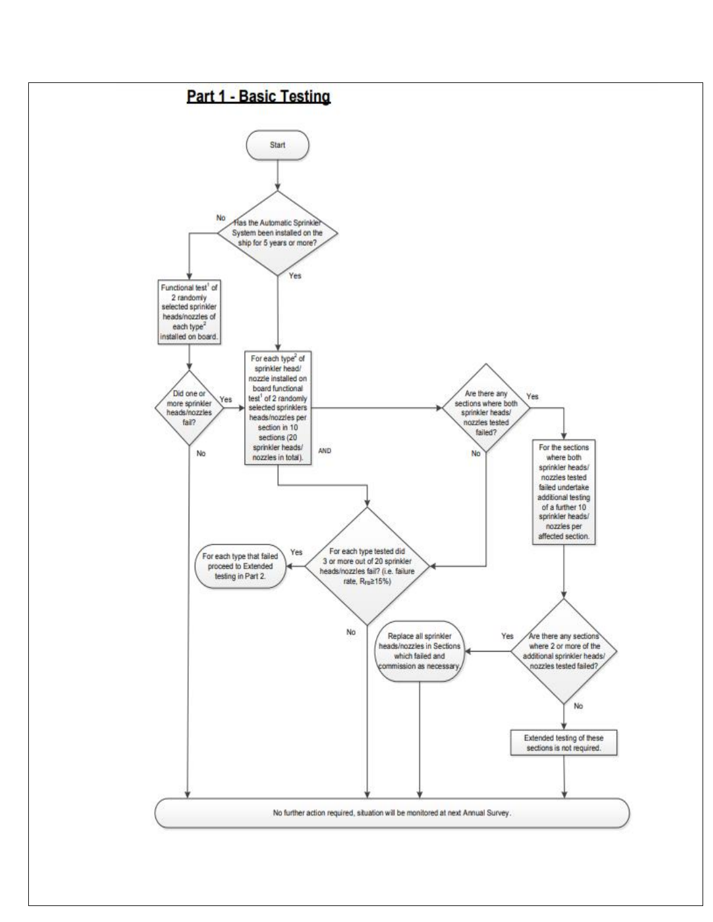## Part 1 - Basic Testing

Start

Has the Automatic Sprinkler System been installed on the ship for 5 years or more?

No

Functional test[1] of 2 randomly selected sprinkler heads/nozzles of each type[2] installed on board.

Did one or more sprinkler heads/nozzles fail?

Yes

No

Yes

For each type[2] of sprinkler head/ nozzle installed on board functional test[1] of 2 randomly selected sprinklers heads/nozzles per section in 10 sections (20 sprinkler heads/ nozzles in total).

AND

Are there any sections where both sprinkler heads/ nozzles tested failed?

Yes

No

For the sections where both sprinkler heads/ nozzles tested failed undertake additional testing of a further 10 sprinkler heads/ nozzles per affected section.

For each type tested did 3 or more out of 20 sprinkler heads/nozzles fail? (i.e. failure rate, $R_{FB} \geq 15\%$)

Yes

For each type that failed proceed to Extended testing in Part 2.

No

Are there any sections where 2 or more of the additional sprinkler heads/ nozzles tested failed?

Yes

Replace all sprinkler heads/nozzles in Sections which failed and commission as necessary.

No

Extended testing of these sections is not required.

No further action required, situation will be monitored at next Annual Survey.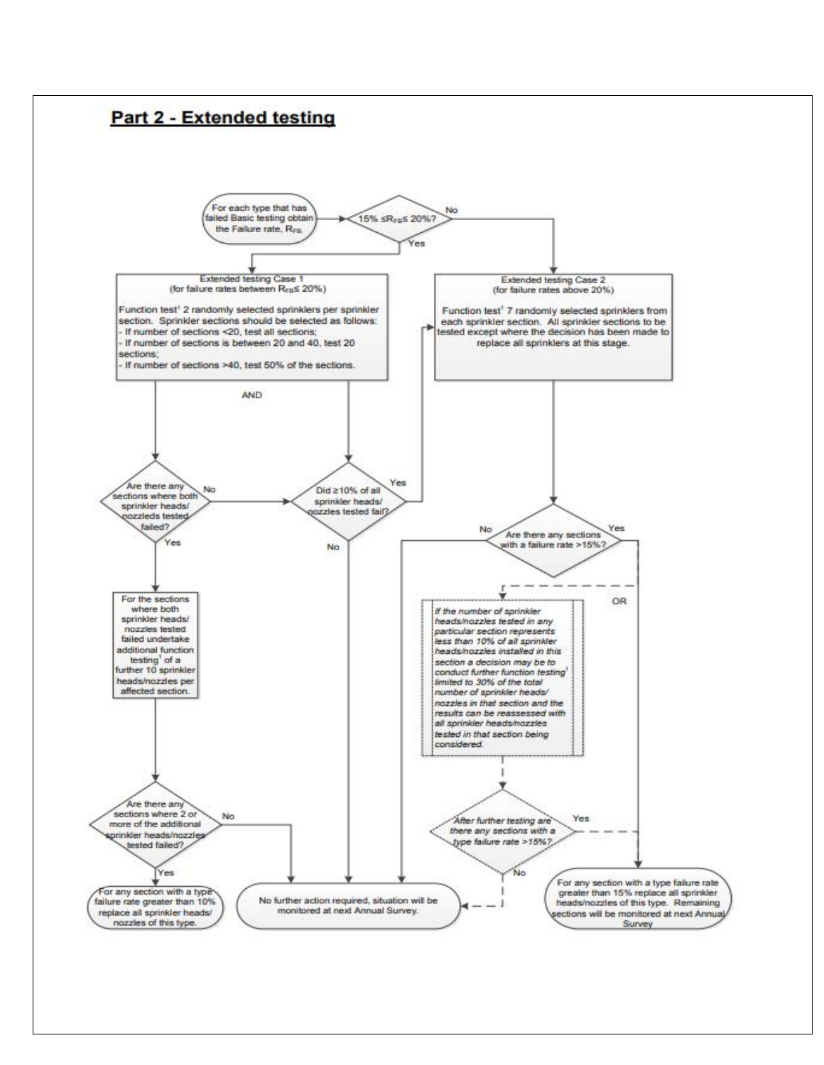## Part 2 - Extended testing

For each type that has failed Basic testing obtain the Failure rate, $R_{FB}$.

$15\% \leq R_{FB} \leq 20\%$?

Yes

No

**Extended testing Case 1**
(for failure rates between $R_{FB} \leq 20\%$)

Function test[1] 2 randomly selected sprinklers per sprinkler section. Sprinkler sections should be selected as follows:
- If number of sections <20, test all sections;
- If number of sections is between 20 and 40, test 20 sections;
- If number of sections >40, test 50% of the sections.

AND

**Extended testing Case 2**
(for failure rates above 20%)

Function test[1] 7 randomly selected sprinklers from each sprinkler section. All sprinkler sections to be tested except where the decision has been made to replace all sprinklers at this stage.

Are there any sections where both sprinkler heads/ nozzleds tested failed?

No

Did ≥10% of all sprinkler heads/ nozzles tested fail?

Yes

No

Are there any sections with a failure rate >15%?

No

Yes

Yes

For the sections where both sprinkler heads/ nozzles tested failed undertake additional function testing[1] of a further 10 sprinkler heads/nozzles per affected section.

OR

*If the number of sprinkler heads/nozzles tested in any particular section represents less than 10% of all sprinkler heads/nozzles installed in this section a decision may be to conduct further function testing[1] limited to 30% of the total number of sprinkler heads/ nozzles in that section and the results can be reassessed with all sprinkler heads/nozzles tested in that section being considered.*

Are there any sections where 2 or more of the additional sprinkler heads/nozzles tested failed?

No

Yes

*After further testing are there any sections with a type failure rate >15%?*

Yes

No

For any section with a type failure rate greater than 10% replace all sprinkler heads/ nozzles of this type.

No further action required, situation will be monitored at next Annual Survey.

For any section with a type failure rate greater than 15% replace all sprinkler heads/nozzles of this type. Remaining sections will be monitored at next Annual Survey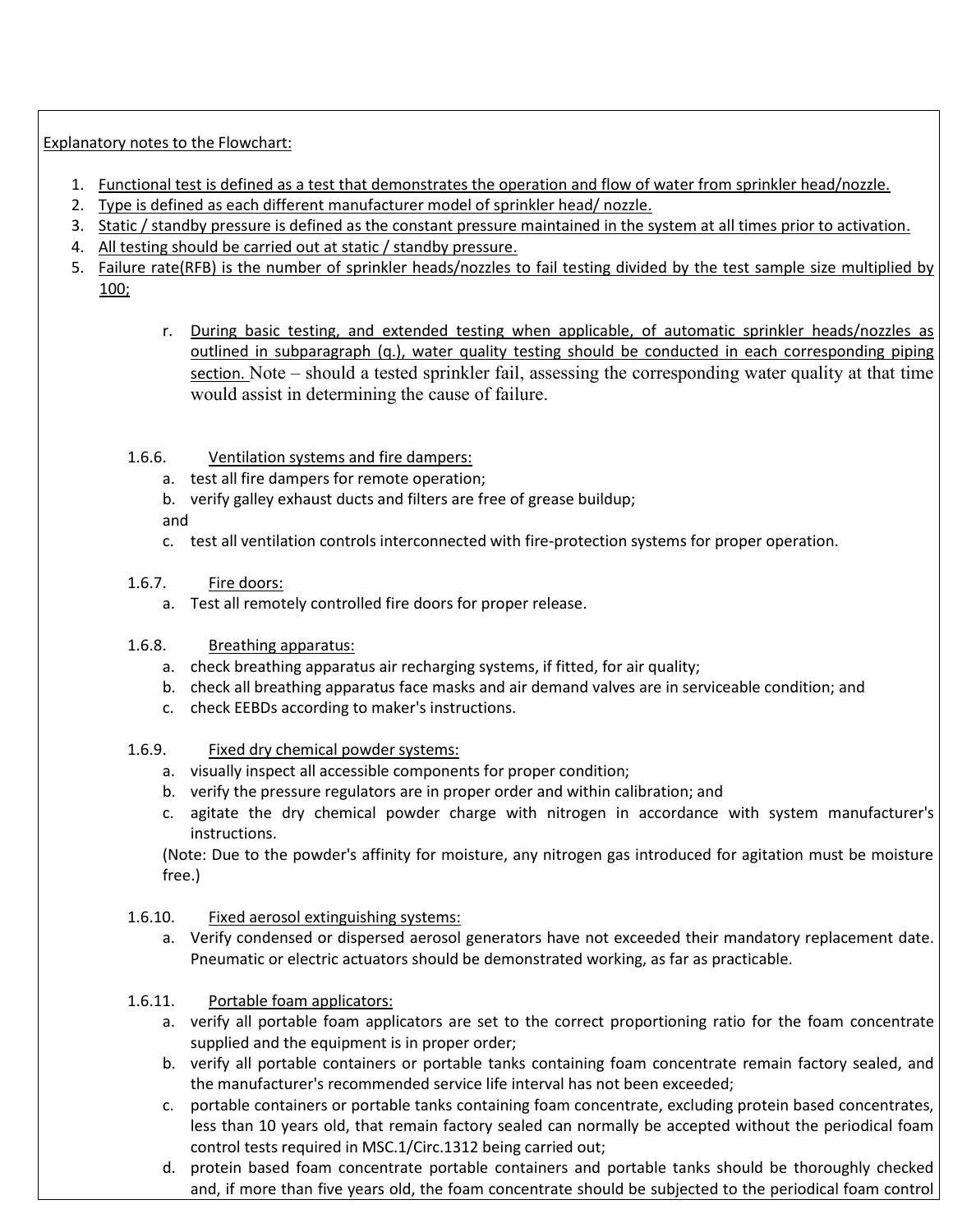Explanatory notes to the Flowchart:

1. Functional test is defined as a test that demonstrates the operation and flow of water from sprinkler head/nozzle.
2. Type is defined as each different manufacturer model of sprinkler head/ nozzle.
3. Static / standby pressure is defined as the constant pressure maintained in the system at all times prior to activation.
4. All testing should be carried out at static / standby pressure.
5. Failure rate(RFB) is the number of sprinkler heads/nozzles to fail testing divided by the test sample size multiplied by 100;

r. During basic testing, and extended testing when applicable, of automatic sprinkler heads/nozzles as outlined in subparagraph (q.), water quality testing should be conducted in each corresponding piping section. Note – should a tested sprinkler fail, assessing the corresponding water quality at that time would assist in determining the cause of failure.

1.6.6. Ventilation systems and fire dampers:

a. test all fire dampers for remote operation;
b. verify galley exhaust ducts and filters are free of grease buildup;

and

c. test all ventilation controls interconnected with fire-protection systems for proper operation.

1.6.7. Fire doors:

a. Test all remotely controlled fire doors for proper release.

1.6.8. Breathing apparatus:

a. check breathing apparatus air recharging systems, if fitted, for air quality;
b. check all breathing apparatus face masks and air demand valves are in serviceable condition; and
c. check EEBDs according to maker's instructions.

1.6.9. Fixed dry chemical powder systems:

a. visually inspect all accessible components for proper condition;
b. verify the pressure regulators are in proper order and within calibration; and
c. agitate the dry chemical powder charge with nitrogen in accordance with system manufacturer's instructions.

(Note: Due to the powder's affinity for moisture, any nitrogen gas introduced for agitation must be moisture free.)

1.6.10. Fixed aerosol extinguishing systems:

a. Verify condensed or dispersed aerosol generators have not exceeded their mandatory replacement date. Pneumatic or electric actuators should be demonstrated working, as far as practicable.

1.6.11. Portable foam applicators:

a. verify all portable foam applicators are set to the correct proportioning ratio for the foam concentrate supplied and the equipment is in proper order;
b. verify all portable containers or portable tanks containing foam concentrate remain factory sealed, and the manufacturer's recommended service life interval has not been exceeded;
c. portable containers or portable tanks containing foam concentrate, excluding protein based concentrates, less than 10 years old, that remain factory sealed can normally be accepted without the periodical foam control tests required in MSC.1/Circ.1312 being carried out;
d. protein based foam concentrate portable containers and portable tanks should be thoroughly checked and, if more than five years old, the foam concentrate should be subjected to the periodical foam control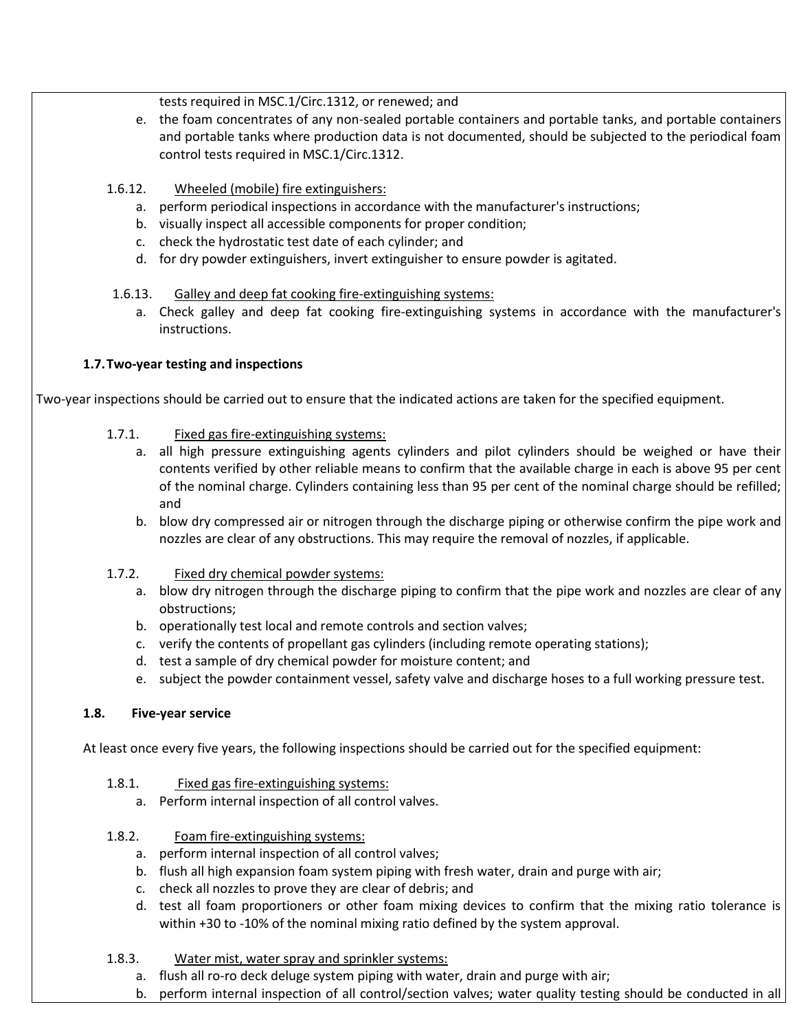tests required in MSC.1/Circ.1312, or renewed; and

e. the foam concentrates of any non-sealed portable containers and portable tanks, and portable containers and portable tanks where production data is not documented, should be subjected to the periodical foam control tests required in MSC.1/Circ.1312.

1.6.12. <u>Wheeled (mobile) fire extinguishers:</u>

a. perform periodical inspections in accordance with the manufacturer's instructions;
b. visually inspect all accessible components for proper condition;
c. check the hydrostatic test date of each cylinder; and
d. for dry powder extinguishers, invert extinguisher to ensure powder is agitated.

1.6.13. <u>Galley and deep fat cooking fire-extinguishing systems:</u>

a. Check galley and deep fat cooking fire-extinguishing systems in accordance with the manufacturer's instructions.

**1.7. Two-year testing and inspections**

Two-year inspections should be carried out to ensure that the indicated actions are taken for the specified equipment.

1.7.1. <u>Fixed gas fire-extinguishing systems:</u>

a. all high pressure extinguishing agents cylinders and pilot cylinders should be weighed or have their contents verified by other reliable means to confirm that the available charge in each is above 95 per cent of the nominal charge. Cylinders containing less than 95 per cent of the nominal charge should be refilled; and
b. blow dry compressed air or nitrogen through the discharge piping or otherwise confirm the pipe work and nozzles are clear of any obstructions. This may require the removal of nozzles, if applicable.

1.7.2. <u>Fixed dry chemical powder systems:</u>

a. blow dry nitrogen through the discharge piping to confirm that the pipe work and nozzles are clear of any obstructions;
b. operationally test local and remote controls and section valves;
c. verify the contents of propellant gas cylinders (including remote operating stations);
d. test a sample of dry chemical powder for moisture content; and
e. subject the powder containment vessel, safety valve and discharge hoses to a full working pressure test.

**1.8. Five-year service**

At least once every five years, the following inspections should be carried out for the specified equipment:

1.8.1. <u>Fixed gas fire-extinguishing systems:</u>

a. Perform internal inspection of all control valves.

1.8.2. <u>Foam fire-extinguishing systems:</u>

a. perform internal inspection of all control valves;
b. flush all high expansion foam system piping with fresh water, drain and purge with air;
c. check all nozzles to prove they are clear of debris; and
d. test all foam proportioners or other foam mixing devices to confirm that the mixing ratio tolerance is within +30 to -10% of the nominal mixing ratio defined by the system approval.

1.8.3. <u>Water mist, water spray and sprinkler systems:</u>

a. flush all ro-ro deck deluge system piping with water, drain and purge with air;
b. perform internal inspection of all control/section valves; water quality testing should be conducted in all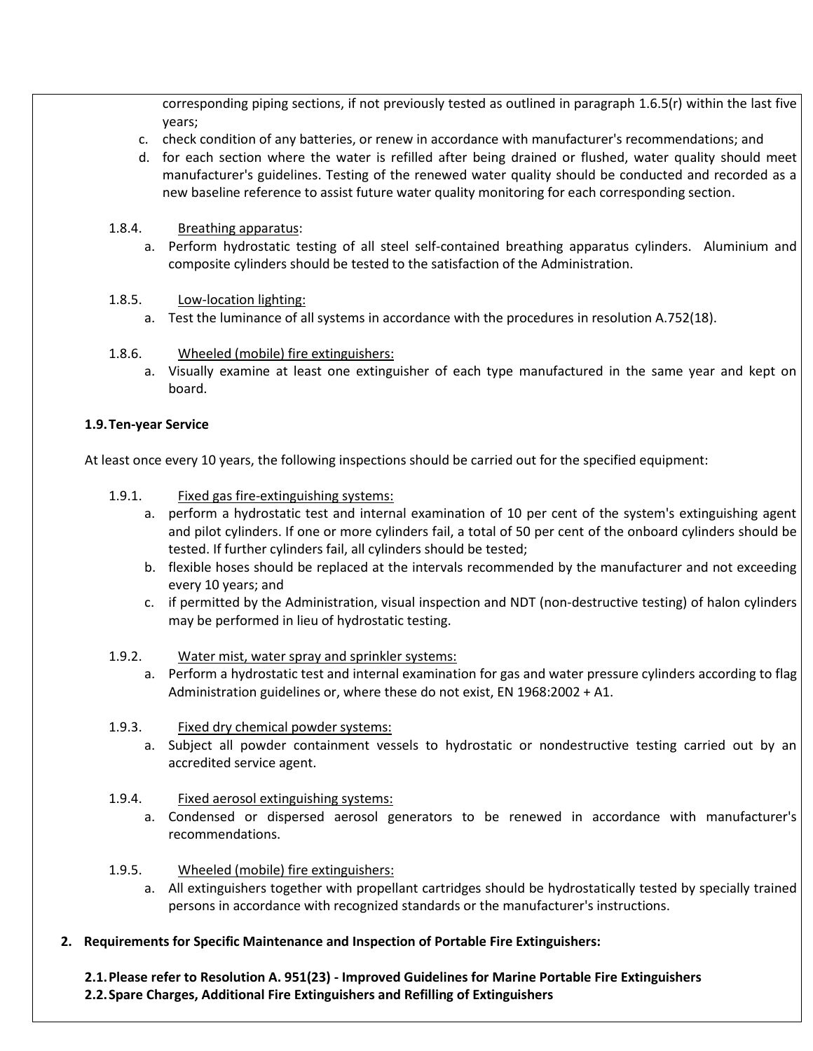corresponding piping sections, if not previously tested as outlined in paragraph 1.6.5(r) within the last five years;

c. check condition of any batteries, or renew in accordance with manufacturer's recommendations; and
d. for each section where the water is refilled after being drained or flushed, water quality should meet manufacturer's guidelines. Testing of the renewed water quality should be conducted and recorded as a new baseline reference to assist future water quality monitoring for each corresponding section.

1.8.4. Breathing apparatus:

a. Perform hydrostatic testing of all steel self-contained breathing apparatus cylinders. Aluminium and composite cylinders should be tested to the satisfaction of the Administration.

1.8.5. Low-location lighting:

a. Test the luminance of all systems in accordance with the procedures in resolution A.752(18).

1.8.6. Wheeled (mobile) fire extinguishers:

a. Visually examine at least one extinguisher of each type manufactured in the same year and kept on board.

**1.9. Ten-year Service**

At least once every 10 years, the following inspections should be carried out for the specified equipment:

1.9.1. Fixed gas fire-extinguishing systems:

a. perform a hydrostatic test and internal examination of 10 per cent of the system's extinguishing agent and pilot cylinders. If one or more cylinders fail, a total of 50 per cent of the onboard cylinders should be tested. If further cylinders fail, all cylinders should be tested;
b. flexible hoses should be replaced at the intervals recommended by the manufacturer and not exceeding every 10 years; and
c. if permitted by the Administration, visual inspection and NDT (non-destructive testing) of halon cylinders may be performed in lieu of hydrostatic testing.

1.9.2. Water mist, water spray and sprinkler systems:

a. Perform a hydrostatic test and internal examination for gas and water pressure cylinders according to flag Administration guidelines or, where these do not exist, EN 1968:2002 + A1.

1.9.3. Fixed dry chemical powder systems:

a. Subject all powder containment vessels to hydrostatic or nondestructive testing carried out by an accredited service agent.

1.9.4. Fixed aerosol extinguishing systems:

a. Condensed or dispersed aerosol generators to be renewed in accordance with manufacturer's recommendations.

1.9.5. Wheeled (mobile) fire extinguishers:

a. All extinguishers together with propellant cartridges should be hydrostatically tested by specially trained persons in accordance with recognized standards or the manufacturer's instructions.

**2. Requirements for Specific Maintenance and Inspection of Portable Fire Extinguishers:**

**2.1. Please refer to Resolution A. 951(23) - Improved Guidelines for Marine Portable Fire Extinguishers**

**2.2. Spare Charges, Additional Fire Extinguishers and Refilling of Extinguishers**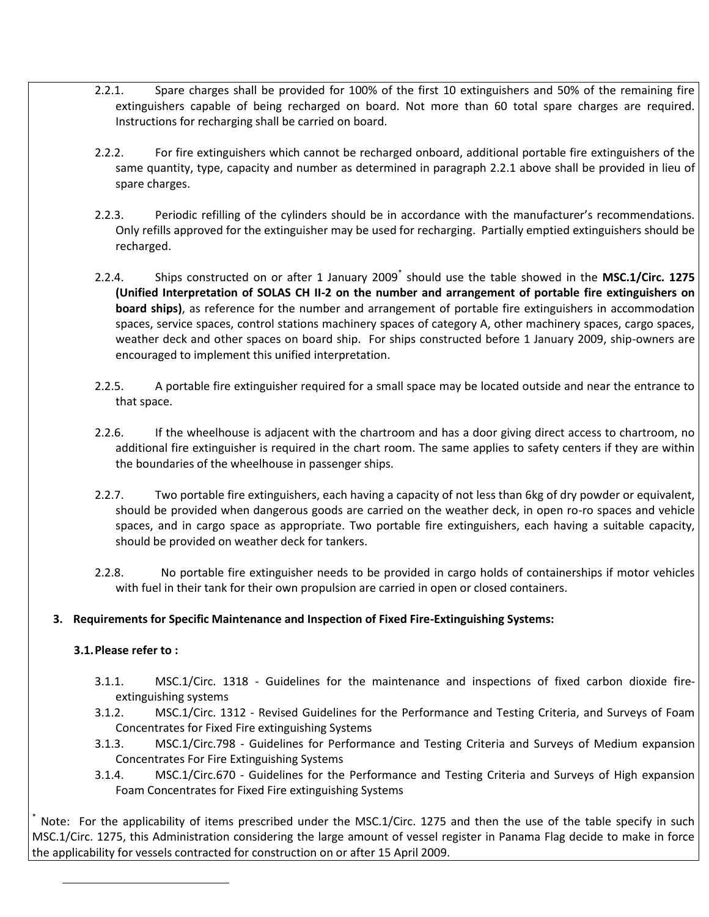2.2.1. Spare charges shall be provided for 100% of the first 10 extinguishers and 50% of the remaining fire extinguishers capable of being recharged on board. Not more than 60 total spare charges are required. Instructions for recharging shall be carried on board.

2.2.2. For fire extinguishers which cannot be recharged onboard, additional portable fire extinguishers of the same quantity, type, capacity and number as determined in paragraph 2.2.1 above shall be provided in lieu of spare charges.

2.2.3. Periodic refilling of the cylinders should be in accordance with the manufacturer's recommendations. Only refills approved for the extinguisher may be used for recharging. Partially emptied extinguishers should be recharged.

2.2.4. Ships constructed on or after 1 January 2009* should use the table showed in the **MSC.1/Circ. 1275 (Unified Interpretation of SOLAS CH II-2 on the number and arrangement of portable fire extinguishers on board ships)**, as reference for the number and arrangement of portable fire extinguishers in accommodation spaces, service spaces, control stations machinery spaces of category A, other machinery spaces, cargo spaces, weather deck and other spaces on board ship. For ships constructed before 1 January 2009, ship-owners are encouraged to implement this unified interpretation.

2.2.5. A portable fire extinguisher required for a small space may be located outside and near the entrance to that space.

2.2.6. If the wheelhouse is adjacent with the chartroom and has a door giving direct access to chartroom, no additional fire extinguisher is required in the chart room. The same applies to safety centers if they are within the boundaries of the wheelhouse in passenger ships.

2.2.7. Two portable fire extinguishers, each having a capacity of not less than 6kg of dry powder or equivalent, should be provided when dangerous goods are carried on the weather deck, in open ro-ro spaces and vehicle spaces, and in cargo space as appropriate. Two portable fire extinguishers, each having a suitable capacity, should be provided on weather deck for tankers.

2.2.8. No portable fire extinguisher needs to be provided in cargo holds of containerships if motor vehicles with fuel in their tank for their own propulsion are carried in open or closed containers.

## 3. Requirements for Specific Maintenance and Inspection of Fixed Fire-Extinguishing Systems:

### 3.1. Please refer to :

3.1.1. MSC.1/Circ. 1318 - Guidelines for the maintenance and inspections of fixed carbon dioxide fire-extinguishing systems

3.1.2. MSC.1/Circ. 1312 - Revised Guidelines for the Performance and Testing Criteria, and Surveys of Foam Concentrates for Fixed Fire extinguishing Systems

3.1.3. MSC.1/Circ.798 - Guidelines for Performance and Testing Criteria and Surveys of Medium expansion Concentrates For Fire Extinguishing Systems

3.1.4. MSC.1/Circ.670 - Guidelines for the Performance and Testing Criteria and Surveys of High expansion Foam Concentrates for Fixed Fire extinguishing Systems

* Note: For the applicability of items prescribed under the MSC.1/Circ. 1275 and then the use of the table specify in such MSC.1/Circ. 1275, this Administration considering the large amount of vessel register in Panama Flag decide to make in force the applicability for vessels contracted for construction on or after 15 April 2009.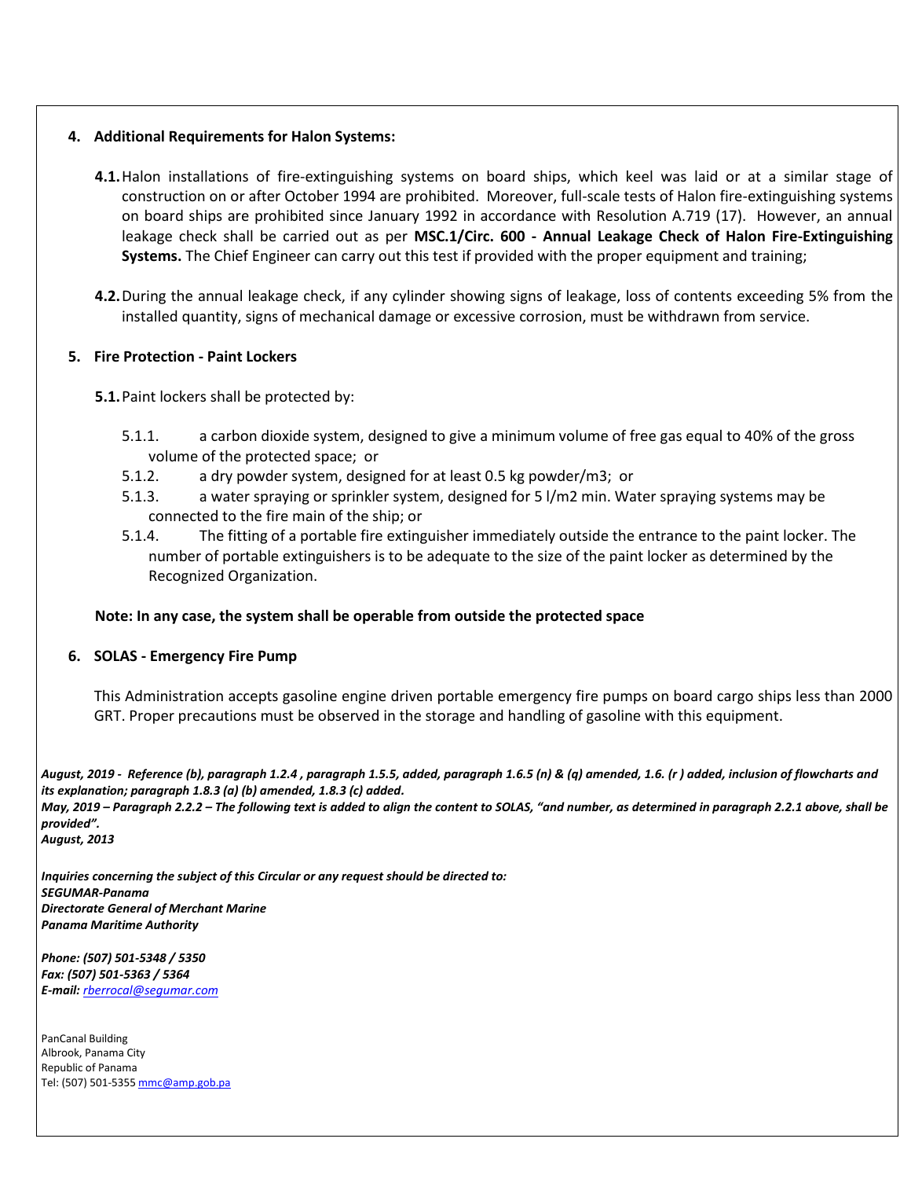## 4. Additional Requirements for Halon Systems:

**4.1.** Halon installations of fire-extinguishing systems on board ships, which keel was laid or at a similar stage of construction on or after October 1994 are prohibited. Moreover, full-scale tests of Halon fire-extinguishing systems on board ships are prohibited since January 1992 in accordance with Resolution A.719 (17). However, an annual leakage check shall be carried out as per **MSC.1/Circ. 600 - Annual Leakage Check of Halon Fire-Extinguishing Systems.** The Chief Engineer can carry out this test if provided with the proper equipment and training;

**4.2.** During the annual leakage check, if any cylinder showing signs of leakage, loss of contents exceeding 5% from the installed quantity, signs of mechanical damage or excessive corrosion, must be withdrawn from service.

## 5. Fire Protection - Paint Lockers

**5.1.** Paint lockers shall be protected by:

5.1.1. a carbon dioxide system, designed to give a minimum volume of free gas equal to 40% of the gross volume of the protected space; or

5.1.2. a dry powder system, designed for at least 0.5 kg powder/m3; or

5.1.3. a water spraying or sprinkler system, designed for 5 l/m2 min. Water spraying systems may be connected to the fire main of the ship; or

5.1.4. The fitting of a portable fire extinguisher immediately outside the entrance to the paint locker. The number of portable extinguishers is to be adequate to the size of the paint locker as determined by the Recognized Organization.

**Note: In any case, the system shall be operable from outside the protected space**

## 6. SOLAS - Emergency Fire Pump

This Administration accepts gasoline engine driven portable emergency fire pumps on board cargo ships less than 2000 GRT. Proper precautions must be observed in the storage and handling of gasoline with this equipment.

***August, 2019 - Reference (b), paragraph 1.2.4 , paragraph 1.5.5, added, paragraph 1.6.5 (n) & (q) amended, 1.6. (r ) added, inclusion of flowcharts and its explanation; paragraph 1.8.3 (a) (b) amended, 1.8.3 (c) added.***
***May, 2019 – Paragraph 2.2.2 – The following text is added to align the content to SOLAS, "and number, as determined in paragraph 2.2.1 above, shall be provided".***
***August, 2013***

***Inquiries concerning the subject of this Circular or any request should be directed to:***
***SEGUMAR-Panama***
***Directorate General of Merchant Marine***
***Panama Maritime Authority***

***Phone: (507) 501-5348 / 5350***
***Fax: (507) 501-5363 / 5364***
***E-mail: rberrocal@segumar.com***

PanCanal Building
Albrook, Panama City
Republic of Panama
Tel: (507) 501-5355 mmc@amp.gob.pa